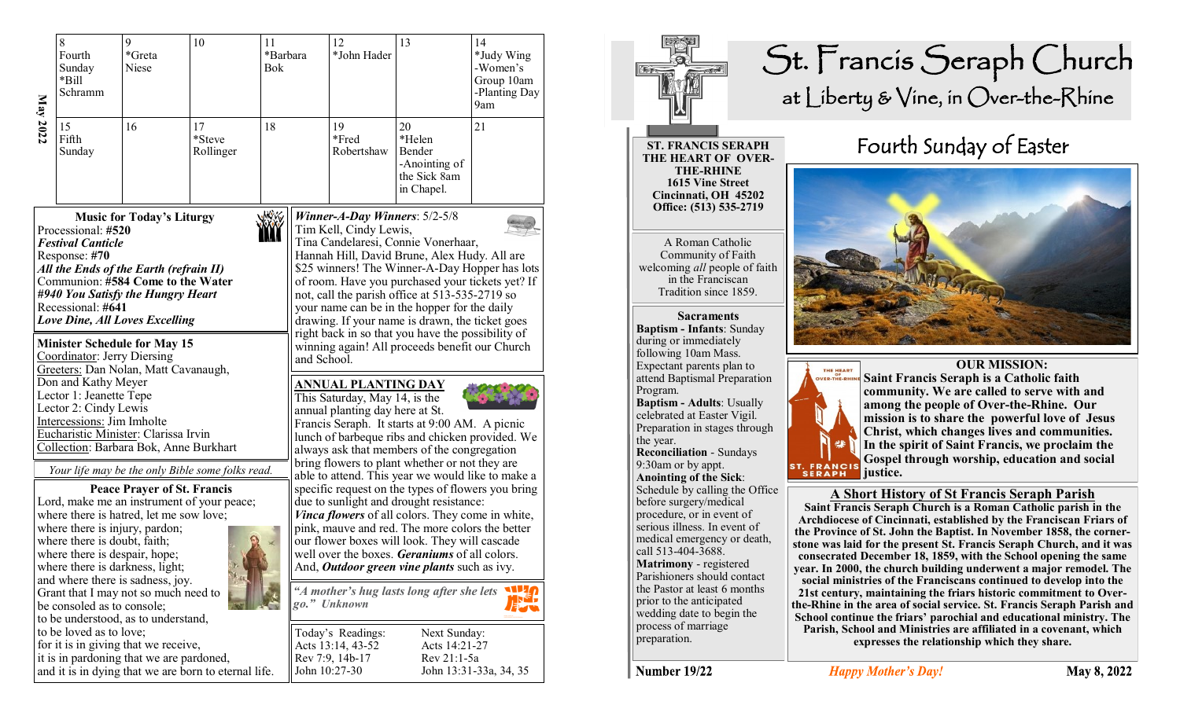# St. Francis Seraph Church

at Liberty & Vine, in Over-the-Rhine

**ST. FRANCIS SERAPH THE HEART OF OVER-THE-RHINE**
**1615 Vine Street**
**Cincinnati, OH 45202**
**Office: (513) 535-2719**

A Roman Catholic Community of Faith welcoming *all* people of faith in the Franciscan Tradition since 1859.

**Sacraments**

**Baptism - Infants**: Sunday during or immediately following 10am Mass. Expectant parents plan to attend Baptismal Preparation Program.

**Baptism - Adults**: Usually celebrated at Easter Vigil. Preparation in stages through the year.

**Reconciliation** - Sundays 9:30am or by appt.

**Anointing of the Sick**: Schedule by calling the Office before surgery/medical procedure, or in event of serious illness. In event of medical emergency or death, call 513-404-3688.

**Matrimony** - registered Parishioners should contact the Pastor at least 6 months prior to the anticipated wedding date to begin the process of marriage preparation.

## Fourth Sunday of Easter

### OUR MISSION:

**Saint Francis Seraph is a Catholic faith community. We are called to serve with and among the people of Over-the-Rhine. Our mission is to share the powerful love of Jesus Christ, which changes lives and communities. In the spirit of Saint Francis, we proclaim the Gospel through worship, education and social justice.**

### A Short History of St Francis Seraph Parish

**Saint Francis Seraph Church is a Roman Catholic parish in the Archdiocese of Cincinnati, established by the Franciscan Friars of the Province of St. John the Baptist. In November 1858, the cornerstone was laid for the present St. Francis Seraph Church, and it was consecrated December 18, 1859, with the School opening the same year. In 2000, the church building underwent a major remodel. The social ministries of the Franciscans continued to develop into the 21st century, maintaining the friars historic commitment to Over-the-Rhine in the area of social service. St. Francis Seraph Parish and School continue the friars' parochial and educational ministry. The Parish, School and Ministries are affiliated in a covenant, which expresses the relationship which they share.**

**Number 19/22** *Happy Mother's Day!* **May 8, 2022**

---

**May 2022**

| 8 | 9 | 10 | 11 | 12 | 13 | 14 |
|---|---|---|---|---|---|---|
| Fourth Sunday *Bill Schramm | *Greta Niese | | *Barbara Bok | *John Hader | | *Judy Wing -Women's Group 10am -Planting Day 9am |
| **15** | **16** | **17** | **18** | **19** | **20** | **21** |
| Fifth Sunday | | *Steve Rollinger | | *Fred Robertshaw | *Helen Bender -Anointing of the Sick 8am in Chapel. | |

### Music for Today's Liturgy

Processional: **#520**
***Festival Canticle***
Response: **#70**
***All the Ends of the Earth (refrain II)***
Communion: **#584 Come to the Water**
***#940 You Satisfy the Hungry Heart***
Recessional: **#641**
***Love Dine, All Loves Excelling***

### Minister Schedule for May 15

Coordinator: Jerry Diersing
Greeters: Dan Nolan, Matt Cavanaugh, Don and Kathy Meyer
Lector 1: Jeanette Tepe
Lector 2: Cindy Lewis
Intercessions: Jim Imholte
Eucharistic Minister: Clarissa Irvin
Collection: Barbara Bok, Anne Burkhart

*Your life may be the only Bible some folks read.*

### Peace Prayer of St. Francis

Lord, make me an instrument of your peace;
where there is hatred, let me sow love;
where there is injury, pardon;
where there is doubt, faith;
where there is despair, hope;
where there is darkness, light;
and where there is sadness, joy.
Grant that I may not so much need to be consoled as to console;
to be understood, as to understand,
to be loved as to love;
for it is in giving that we receive,
it is in pardoning that we are pardoned,
and it is in dying that we are born to eternal life.

***Winner-A-Day Winners***: 5/2-5/8
Tim Kell, Cindy Lewis, Tina Candelaresi, Connie Vonerhaar, Hannah Hill, David Brune, Alex Hudy. All are $25 winners! The Winner-A-Day Hopper has lots of room. Have you purchased your tickets yet? If not, call the parish office at 513-535-2719 so your name can be in the hopper for the daily drawing. If your name is drawn, the ticket goes right back in so that you have the possibility of winning again! All proceeds benefit our Church and School.

### ANNUAL PLANTING DAY

This Saturday, May 14, is the annual planting day here at St. Francis Seraph. It starts at 9:00 AM. A picnic lunch of barbeque ribs and chicken provided. We always ask that members of the congregation bring flowers to plant whether or not they are able to attend. This year we would like to make a specific request on the types of flowers you bring due to sunlight and drought resistance: ***Vinca flowers*** of all colors. They come in white, pink, mauve and red. The more colors the better our flower boxes will look. They will cascade well over the boxes. ***Geraniums*** of all colors. And, ***Outdoor green vine plants*** such as ivy.

*"A mother's hug lasts long after she lets go." Unknown*

| Today's Readings: | Next Sunday: |
|---|---|
| Acts 13:14, 43-52 | Acts 14:21-27 |
| Rev 7:9, 14b-17 | Rev 21:1-5a |
| John 10:27-30 | John 13:31-33a, 34, 35 |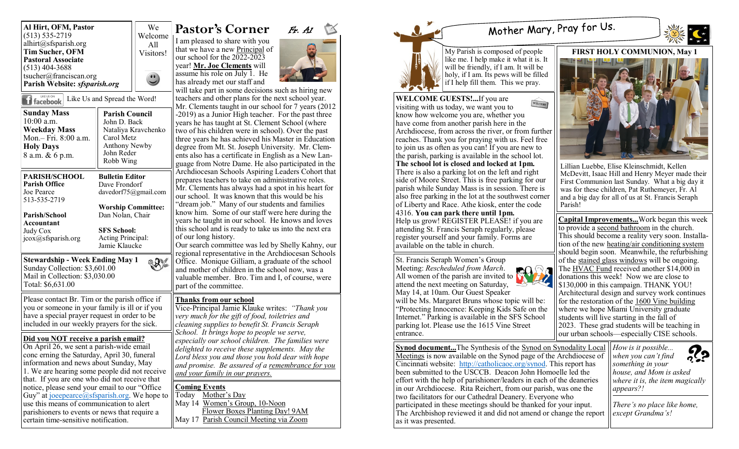**Al Hirt, OFM, Pastor**
(513) 535-2719
alhirt@sfsparish.org
**Tim Sucher, OFM**
**Pastoral Associate**
(513) 404-3688
tsucher@franciscan.org
**Parish Website: *sfsparish.org***

We Welcome All Visitors!

Like Us and Spread the Word!

**Sunday Mass**
10:00 a.m.
**Weekday Mass**
Mon.– Fri. 8:00 a.m.
**Holy Days**
8 a.m. & 6 p.m.

**Parish Council**
John D. Back
Nataliya Kravchenko
Carol Metz
Anthony Newby
John Reder
Robb Wing

**PARISH/SCHOOL**
**Parish Office**
Joe Pearce
513-535-2719

**Parish/School Accountant**
Judy Cox
jcox@sfsparish.org

**Bulletin Editor**
Dave Frondorf
davedorf75@gmail.com

**Worship Committee:**
Dan Nolan, Chair

**SFS School:**
Acting Principal:
Jamie Klaucke

**Stewardship - Week Ending May 1**
Sunday Collection: $3,601.00
Mail in Collection: $3,030.00
Total: $6,631.00

Please contact Br. Tim or the parish office if you or someone in your family is ill or if you have a special prayer request in order to be included in our weekly prayers for the sick.

**Did you NOT receive a parish email?**
On April 26, we sent a parish-wide email conc erning the Saturday, April 30, funeral information and news about Sunday, May 1. We are hearing some people did not receive that. If you are one who did not receive that notice, please send your email to our "Office Guy" at joeepearce@sfsparish.org. We hope to use this means of communication to alert parishioners to events or news that require a certain time-sensitive notification.

# Pastor's Corner

*Fr. Al*

I am pleased to share with you that we have a new Principal of our school for the 2022-2023 year! **Mr. Joe Clements** will assume his role on July 1. He has already met our staff and will take part in some decisions such as hiring new teachers and other plans for the next school year. Mr. Clements taught in our school for 7 years (2012-2019) as a Junior High teacher. For the past three years he has taught at St. Clement School (where two of his children were in school). Over the past three years he has achieved his Master in Education degree from Mt. St. Joseph University. Mr. Clements also has a certificate in English as a New Language from Notre Dame. He also participated in the Archdiocesan Schools Aspiring Leaders Cohort that prepares teachers to take on administrative roles. Mr. Clements has always had a spot in his heart for our school. It was known that this would be his "dream job." Many of our students and families know him. Some of our staff were here during the years he taught in our school. He knows and loves this school and is ready to take us into the next era of our long history.

Our search committee was led by Shelly Kahny, our regional representative in the Archdiocesan Schools Office. Monique Gilliam, a graduate of the school and mother of children in the school now, was a valuable member. Bro. Tim and I, of course, were part of the committee.

**Thanks from our school**
Vice-Principal Jamie Klauke writes: *"Thank you very much for the gift of food, toiletries and cleaning supplies to benefit St. Francis Seraph School. It brings hope to people we serve, especially our school children. The families were delighted to receive these supplements. May the Lord bless you and those you hold dear with hope and promise. Be assured of a remembrance for you and your family in our prayers.*

**Coming Events**
Today Mother's Day
May 14 Women's Group, 10-Noon
Flower Boxes Planting Day! 9AM
May 17 Parish Council Meeting via Zoom

## Mother Mary, Pray for Us.

My Parish is composed of people like me. I help make it what it is. It will be friendly, if I am. It will be holy, if I am. Its pews will be filled if I help fill them. This we pray.

**WELCOME GUESTS!...**If you are visiting with us today, we want you to know how welcome you are, whether you have come from another parish here in the Archdiocese, from across the river, or from further reaches. Thank you for praying with us. Feel free to join us as often as you can! If you are new to the parish, parking is available in the school lot. **The school lot is closed and locked at 1pm.** There is also a parking lot on the left and right side of Moore Street. This is free parking for our parish while Sunday Mass is in session. There is also free parking in the lot at the southwest corner of Liberty and Race. Athe kiosk, enter the code 4316. **You can park there until 1pm.**
Help us grow! REGISTER PLEASE! if you are attending St. Francis Seraph regularly, please register yourself and your family. Forms are available on the table in church.

St. Francis Seraph Women's Group Meeting: *Rescheduled from March*. All women of the parish are invited to attend the next meeting on Saturday, May 14, at 10am. Our Guest Speaker will be Ms. Margaret Bruns whose topic will be: "Protecting Innocence: Keeping Kids Safe on the Internet." Parking is available in the SFS School parking lot. Please use the 1615 Vine Street entrance.

**FIRST HOLY COMMUNION, May 1**

Lillian Luebbe, Elise Kleinschmidt, Kellen McDevitt, Isaac Hill and Henry Meyer made their First Communion last Sunday. What a big day it was for these children, Pat Ruthemeyer, Fr. Al and a big day for all of us at St. Francis Seraph Parish!

**Capital Improvements...**Work began this week to provide a second bathroom in the church. This should become a reality very soon. Installation of the new heating/air conditioning system should begin soon. Meanwhile, the refurbishing of the stained glass windows will be ongoing. The HVAC Fund received another $14,000 in donations this week! Now we are close to $130,000 in this campaign. THANK YOU! Architectural design and survey work continues for the restoration of the 1600 Vine building where we hope Miami University graduate students will live starting in the fall of 2023. These grad students will be teaching in our urban schools—especially CISE schools.

**Synod document...**The Synthesis of the Synod on Synodality Local Meetings is now available on the Synod page of the Archdiocese of Cincinnati website: http://catholicaoc.org/synod. This report has been submitted to the USCCB. Deacon John Homoelle led the effort with the help of parishioner/leaders in each of the deaneries in our Archdiocese. Rita Reichert, from our parish, was one the two facilitators for our Cathedral Deanery. Everyone who participated in these meetings should be thanked for your input. The Archbishop reviewed it and did not amend or change the report as it was presented.

*How is it possible... when you can't find something in your house, and Mom is asked where it is, the item magically appears?!*

*There's no place like home, except Grandma's!*